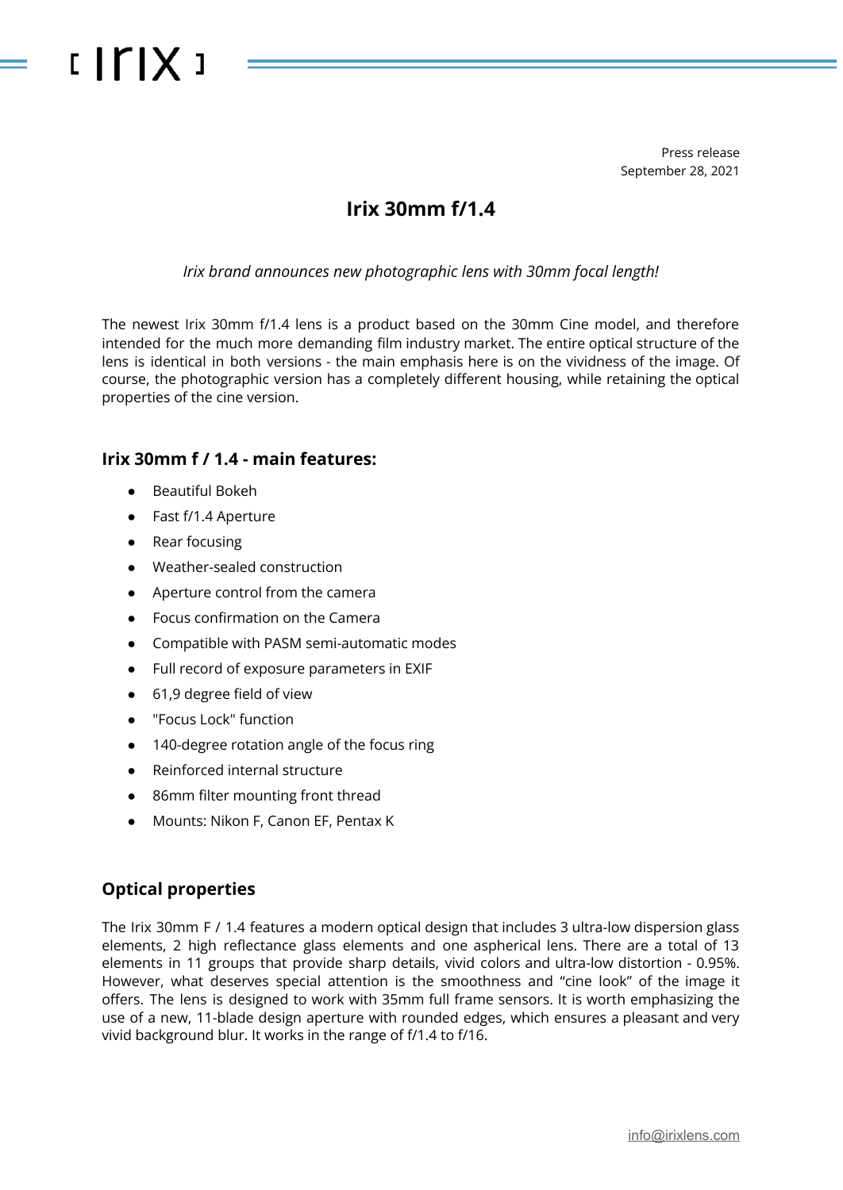Press release
September 28, 2021

# Irix 30mm f/1.4

*Irix brand announces new photographic lens with 30mm focal length!*

The newest Irix 30mm f/1.4 lens is a product based on the 30mm Cine model, and therefore intended for the much more demanding film industry market. The entire optical structure of the lens is identical in both versions - the main emphasis here is on the vividness of the image. Of course, the photographic version has a completely different housing, while retaining the optical properties of the cine version.

## Irix 30mm f / 1.4 - main features:

- Beautiful Bokeh
- Fast f/1.4 Aperture
- Rear focusing
- Weather-sealed construction
- Aperture control from the camera
- Focus confirmation on the Camera
- Compatible with PASM semi-automatic modes
- Full record of exposure parameters in EXIF
- 61,9 degree field of view
- "Focus Lock" function
- 140-degree rotation angle of the focus ring
- Reinforced internal structure
- 86mm filter mounting front thread
- Mounts: Nikon F, Canon EF, Pentax K

## Optical properties

The Irix 30mm F / 1.4 features a modern optical design that includes 3 ultra-low dispersion glass elements, 2 high reflectance glass elements and one aspherical lens. There are a total of 13 elements in 11 groups that provide sharp details, vivid colors and ultra-low distortion - 0.95%. However, what deserves special attention is the smoothness and "cine look" of the image it offers. The lens is designed to work with 35mm full frame sensors. It is worth emphasizing the use of a new, 11-blade design aperture with rounded edges, which ensures a pleasant and very vivid background blur. It works in the range of f/1.4 to f/16.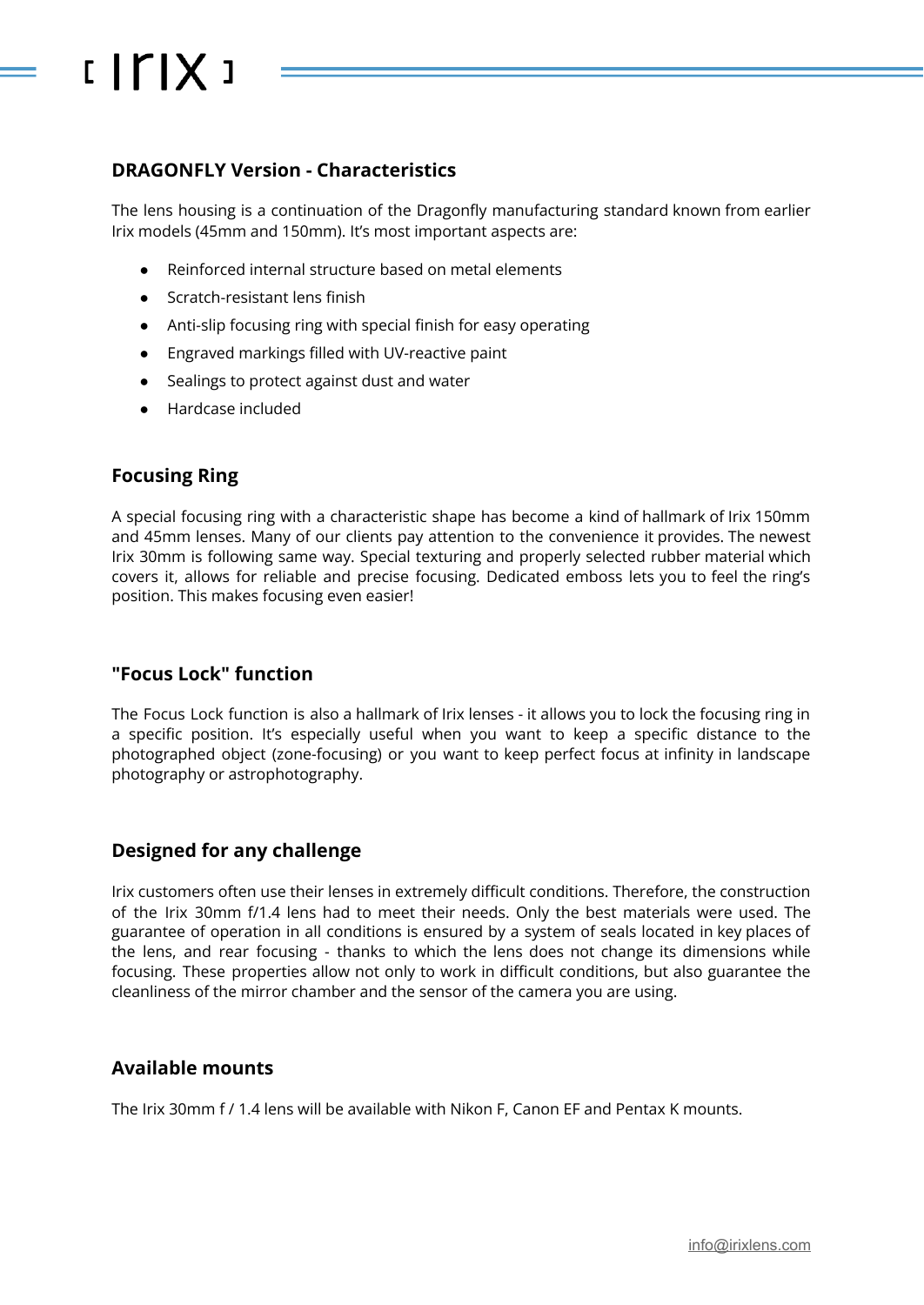## DRAGONFLY Version - Characteristics

The lens housing is a continuation of the Dragonfly manufacturing standard known from earlier Irix models (45mm and 150mm). It’s most important aspects are:

- Reinforced internal structure based on metal elements
- Scratch-resistant lens finish
- Anti-slip focusing ring with special finish for easy operating
- Engraved markings filled with UV-reactive paint
- Sealings to protect against dust and water
- Hardcase included

## Focusing Ring

A special focusing ring with a characteristic shape has become a kind of hallmark of Irix 150mm and 45mm lenses. Many of our clients pay attention to the convenience it provides. The newest Irix 30mm is following same way. Special texturing and properly selected rubber material which covers it, allows for reliable and precise focusing. Dedicated emboss lets you to feel the ring’s position. This makes focusing even easier!

## "Focus Lock" function

The Focus Lock function is also a hallmark of Irix lenses - it allows you to lock the focusing ring in a specific position. It’s especially useful when you want to keep a specific distance to the photographed object (zone-focusing) or you want to keep perfect focus at infinity in landscape photography or astrophotography.

## Designed for any challenge

Irix customers often use their lenses in extremely difficult conditions. Therefore, the construction of the Irix 30mm f/1.4 lens had to meet their needs. Only the best materials were used. The guarantee of operation in all conditions is ensured by a system of seals located in key places of the lens, and rear focusing - thanks to which the lens does not change its dimensions while focusing. These properties allow not only to work in difficult conditions, but also guarantee the cleanliness of the mirror chamber and the sensor of the camera you are using.

## Available mounts

The Irix 30mm f / 1.4 lens will be available with Nikon F, Canon EF and Pentax K mounts.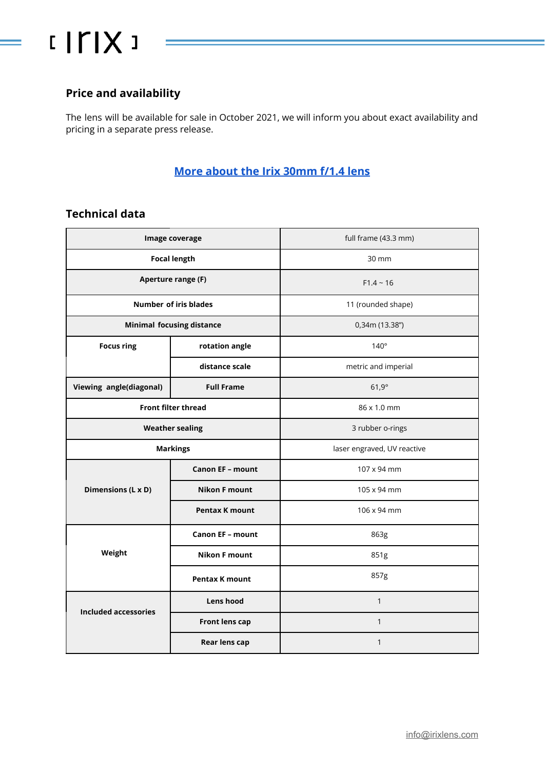## Price and availability

The lens will be available for sale in October 2021, we will inform you about exact availability and pricing in a separate press release.

**More about the Irix 30mm f/1.4 lens**

## Technical data

| | | |
|---|---|---|
| **Image coverage** | | full frame (43.3 mm) |
| **Focal length** | | 30 mm |
| **Aperture range (F)** | | F1.4 ~ 16 |
| **Number of iris blades** | | 11 (rounded shape) |
| **Minimal focusing distance** | | 0,34m (13.38”) |
| **Focus ring** | **rotation angle** | 140° |
| | **distance scale** | metric and imperial |
| **Viewing angle(diagonal)** | **Full Frame** | 61,9° |
| **Front filter thread** | | 86 x 1.0 mm |
| **Weather sealing** | | 3 rubber o-rings |
| **Markings** | | laser engraved, UV reactive |
| **Dimensions (L x D)** | **Canon EF – mount** | 107 x 94 mm |
| | **Nikon F mount** | 105 x 94 mm |
| | **Pentax K mount** | 106 x 94 mm |
| **Weight** | **Canon EF – mount** | 863g |
| | **Nikon F mount** | 851g |
| | **Pentax K mount** | 857g |
| **Included accessories** | **Lens hood** | 1 |
| | **Front lens cap** | 1 |
| | **Rear lens cap** | 1 |

info@irixlens.com